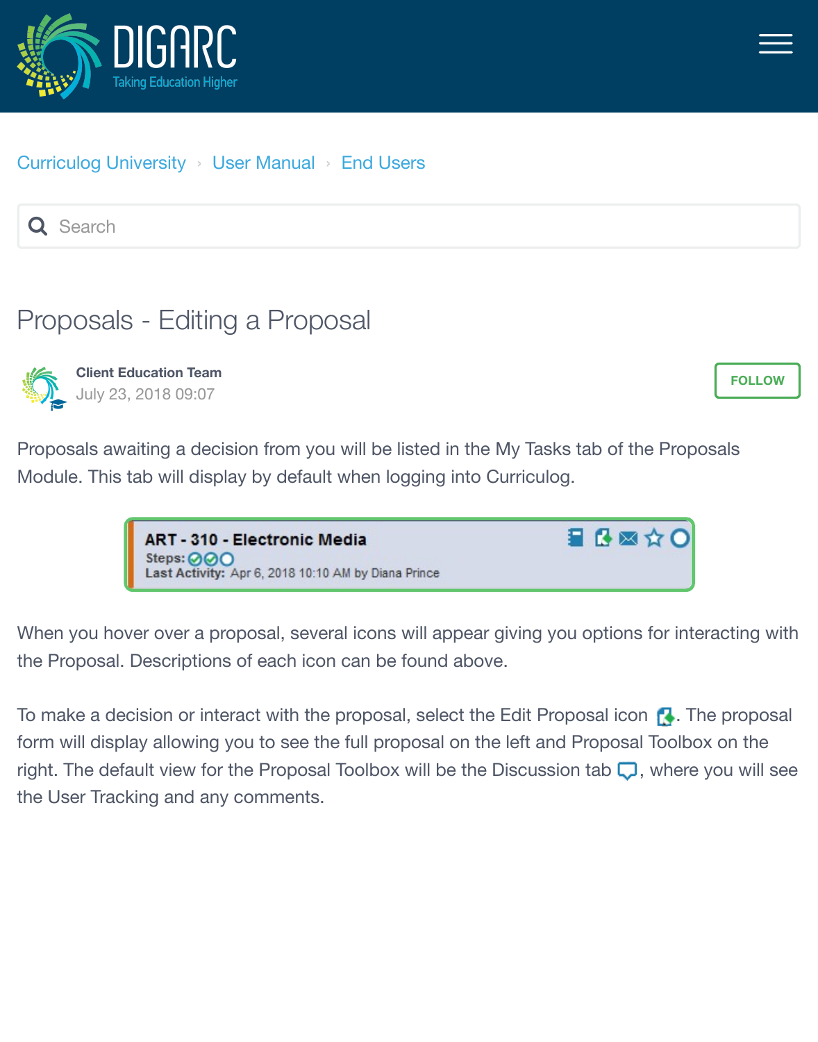Curriculog University › User Manual › End Users

# Proposals - Editing a Proposal

**Client Education Team**
July 23, 2018 09:07

Proposals awaiting a decision from you will be listed in the My Tasks tab of the Proposals Module. This tab will display by default when logging into Curriculog.

**ART - 310 - Electronic Media**
**Steps:**
**Last Activity:** Apr 6, 2018 10:10 AM by Diana Prince

When you hover over a proposal, several icons will appear giving you options for interacting with the Proposal. Descriptions of each icon can be found above.

To make a decision or interact with the proposal, select the Edit Proposal icon. The proposal form will display allowing you to see the full proposal on the left and Proposal Toolbox on the right. The default view for the Proposal Toolbox will be the Discussion tab, where you will see the User Tracking and any comments.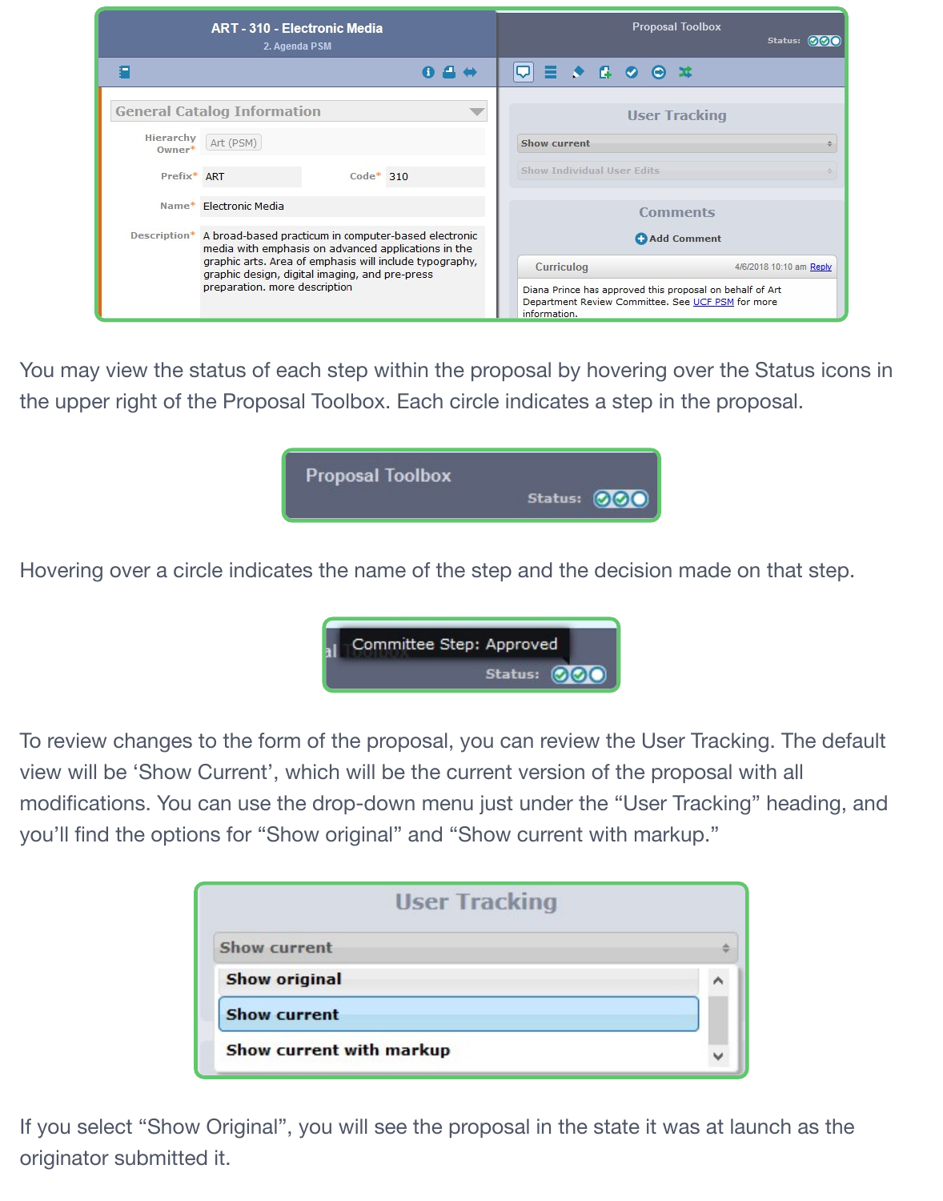You may view the status of each step within the proposal by hovering over the Status icons in the upper right of the Proposal Toolbox. Each circle indicates a step in the proposal.

Hovering over a circle indicates the name of the step and the decision made on that step.

To review changes to the form of the proposal, you can review the User Tracking. The default view will be 'Show Current', which will be the current version of the proposal with all modifications. You can use the drop-down menu just under the "User Tracking" heading, and you'll find the options for "Show original" and "Show current with markup."

If you select "Show Original", you will see the proposal in the state it was at launch as the originator submitted it.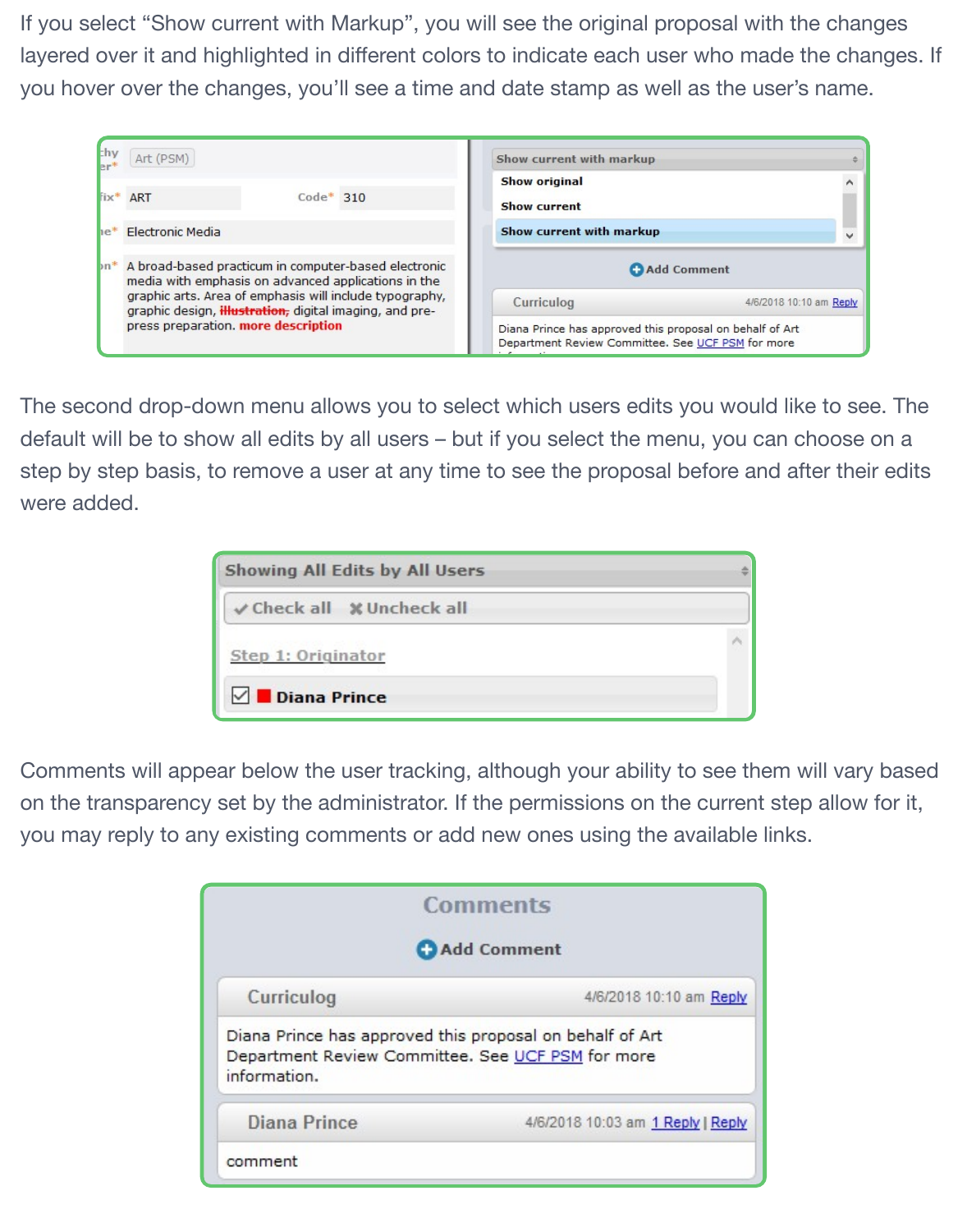If you select "Show current with Markup", you will see the original proposal with the changes layered over it and highlighted in different colors to indicate each user who made the changes. If you hover over the changes, you'll see a time and date stamp as well as the user's name.

The second drop-down menu allows you to select which users edits you would like to see. The default will be to show all edits by all users – but if you select the menu, you can choose on a step by step basis, to remove a user at any time to see the proposal before and after their edits were added.

Comments will appear below the user tracking, although your ability to see them will vary based on the transparency set by the administrator. If the permissions on the current step allow for it, you may reply to any existing comments or add new ones using the available links.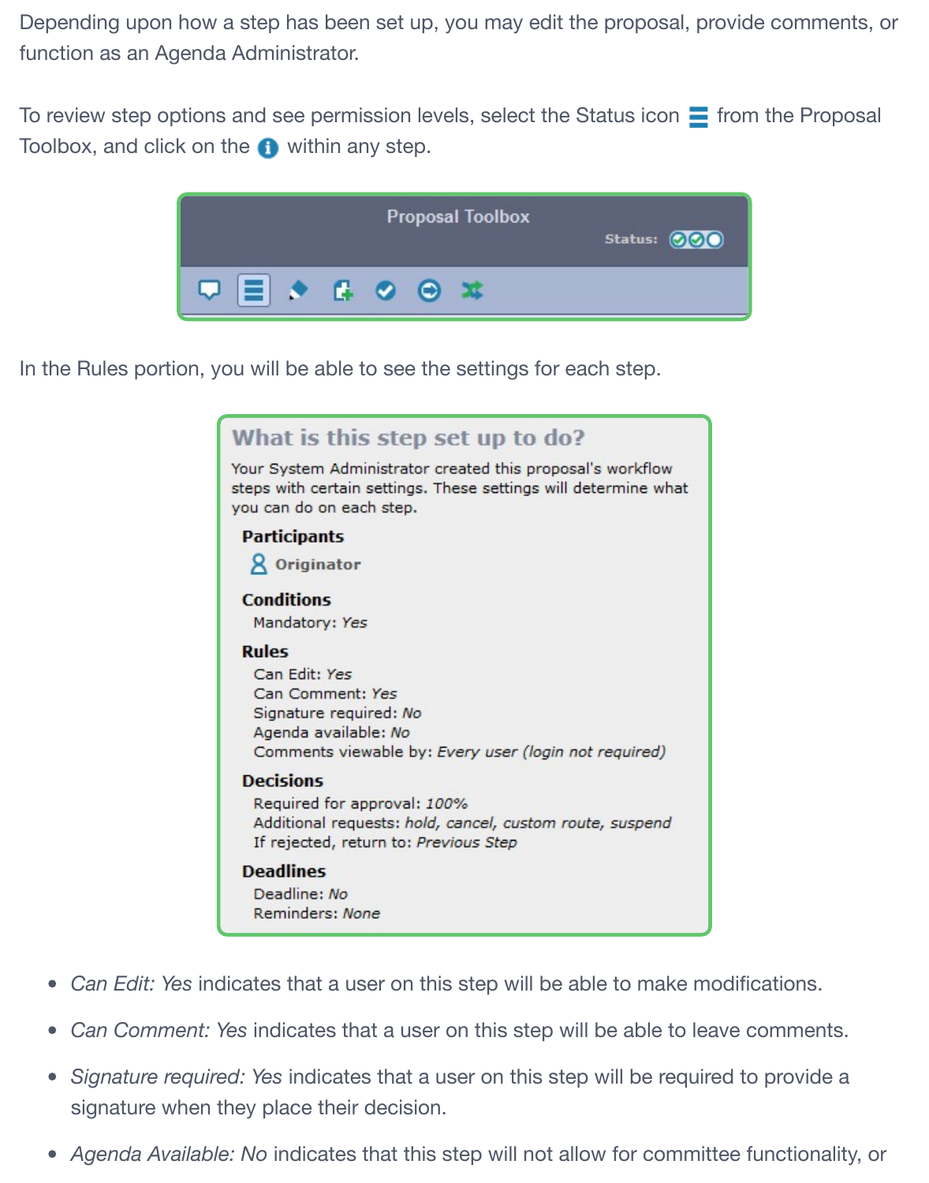Depending upon how a step has been set up, you may edit the proposal, provide comments, or function as an Agenda Administrator.

To review step options and see permission levels, select the Status icon from the Proposal Toolbox, and click on the within any step.

Proposal Toolbox

Status:

In the Rules portion, you will be able to see the settings for each step.

**What is this step set up to do?**

Your System Administrator created this proposal's workflow steps with certain settings. These settings will determine what you can do on each step.

**Participants**

Originator

**Conditions**

Mandatory: *Yes*

**Rules**

Can Edit: *Yes*
Can Comment: *Yes*
Signature required: *No*
Agenda available: *No*
Comments viewable by: *Every user (login not required)*

**Decisions**

Required for approval: *100%*
Additional requests: *hold, cancel, custom route, suspend*
If rejected, return to: *Previous Step*

**Deadlines**

Deadline: *No*
Reminders: *None*

- *Can Edit: Yes* indicates that a user on this step will be able to make modifications.
- *Can Comment: Yes* indicates that a user on this step will be able to leave comments.
- *Signature required: Yes* indicates that a user on this step will be required to provide a signature when they place their decision.
- *Agenda Available: No* indicates that this step will not allow for committee functionality, or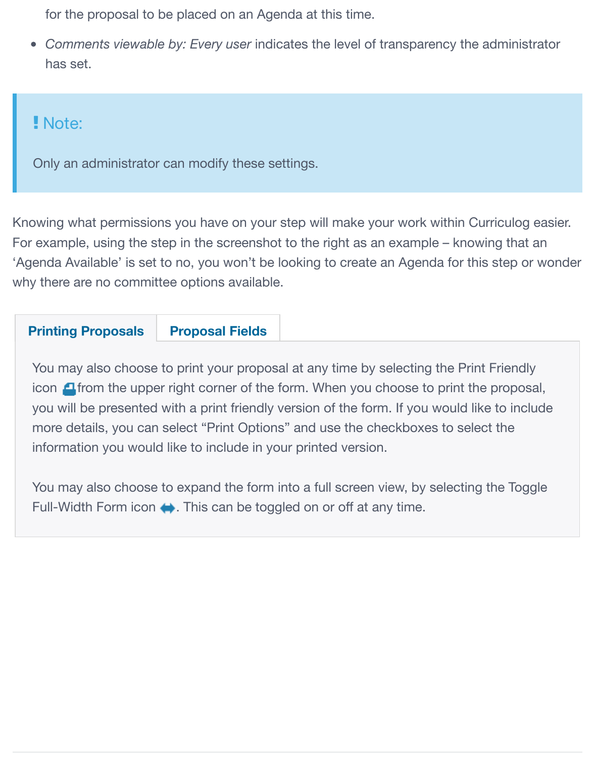for the proposal to be placed on an Agenda at this time.

- *Comments viewable by: Every user* indicates the level of transparency the administrator has set.

> **! Note:**
>
> Only an administrator can modify these settings.

Knowing what permissions you have on your step will make your work within Curriculog easier. For example, using the step in the screenshot to the right as an example – knowing that an 'Agenda Available' is set to no, you won't be looking to create an Agenda for this step or wonder why there are no committee options available.

**Printing Proposals** | **Proposal Fields**

You may also choose to print your proposal at any time by selecting the Print Friendly icon from the upper right corner of the form. When you choose to print the proposal, you will be presented with a print friendly version of the form. If you would like to include more details, you can select "Print Options" and use the checkboxes to select the information you would like to include in your printed version.

You may also choose to expand the form into a full screen view, by selecting the Toggle Full-Width Form icon. This can be toggled on or off at any time.